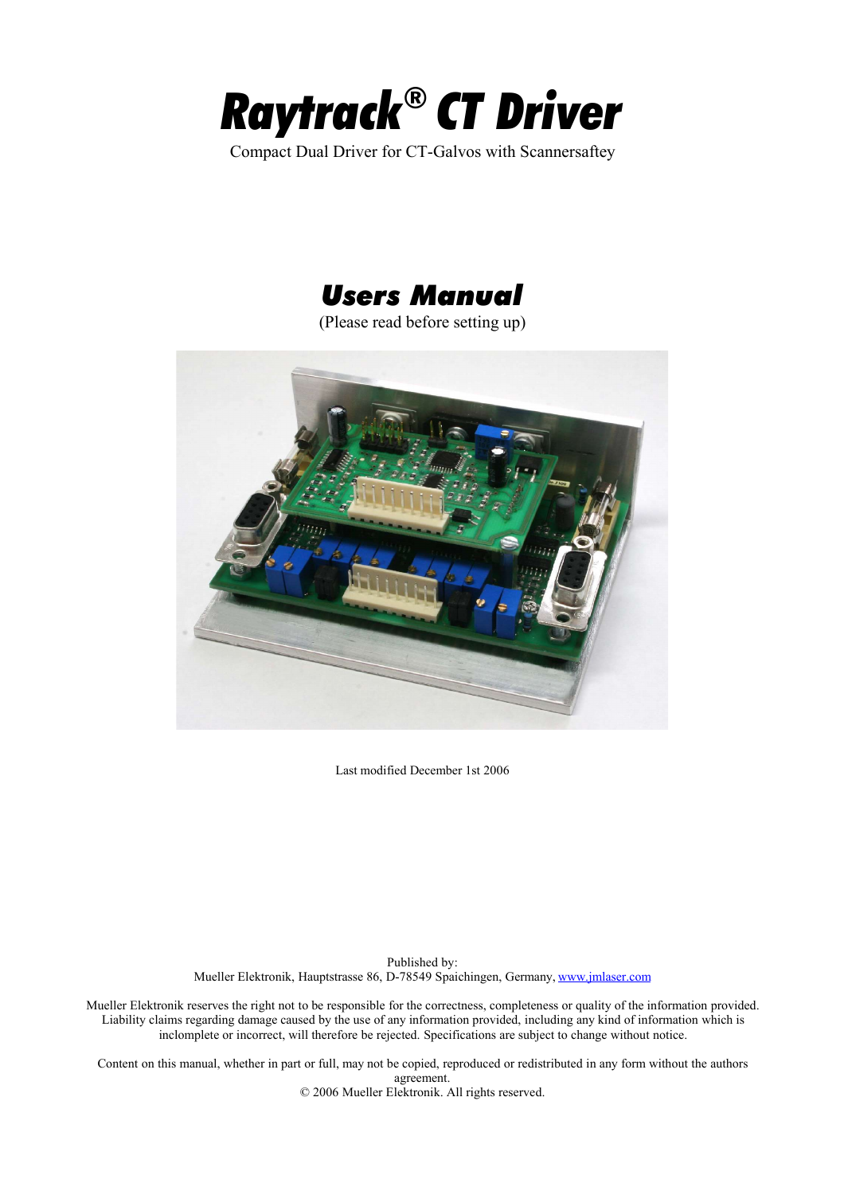# *Raytrack® CT Driver*

Compact Dual Driver for CT-Galvos with Scannersaftey

## *Users Manual*

(Please read before setting up)

Last modified December 1st 2006

Published by:
Mueller Elektronik, Hauptstrasse 86, D-78549 Spaichingen, Germany, www.jmlaser.com

Mueller Elektronik reserves the right not to be responsible for the correctness, completeness or quality of the information provided. Liability claims regarding damage caused by the use of any information provided, including any kind of information which is inclomplete or incorrect, will therefore be rejected. Specifications are subject to change without notice.

Content on this manual, whether in part or full, may not be copied, reproduced or redistributed in any form without the authors agreement.
© 2006 Mueller Elektronik. All rights reserved.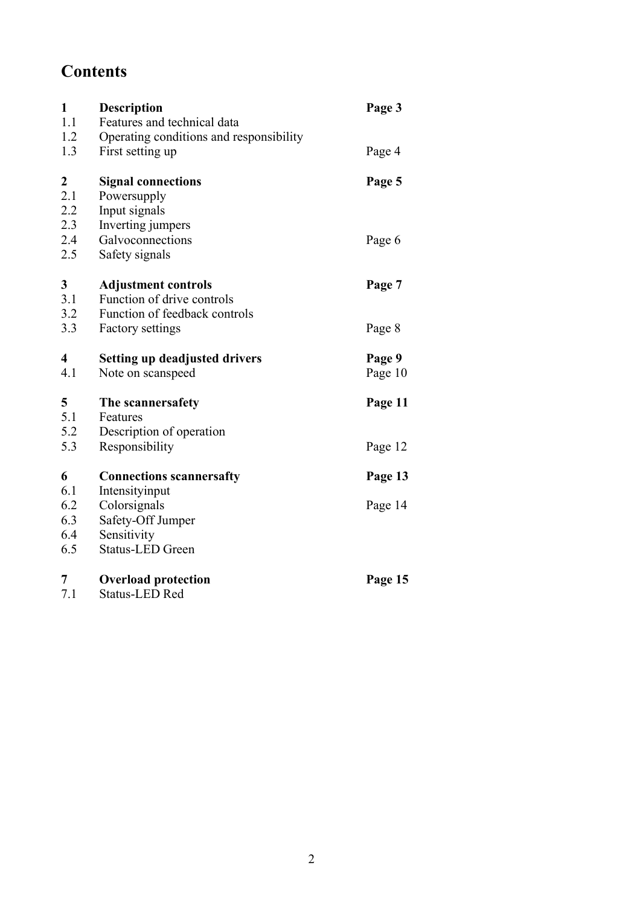# Contents

| | | |
|---|---|---|
| **1** | **Description** | **Page 3** |
| 1.1 | Features and technical data | |
| 1.2 | Operating conditions and responsibility | |
| 1.3 | First setting up | Page 4 |
| **2** | **Signal connections** | **Page 5** |
| 2.1 | Powersupply | |
| 2.2 | Input signals | |
| 2.3 | Inverting jumpers | |
| 2.4 | Galvoconnections | Page 6 |
| 2.5 | Safety signals | |
| **3** | **Adjustment controls** | **Page 7** |
| 3.1 | Function of drive controls | |
| 3.2 | Function of feedback controls | |
| 3.3 | Factory settings | Page 8 |
| **4** | **Setting up deadjusted drivers** | **Page 9** |
| 4.1 | Note on scanspeed | Page 10 |
| **5** | **The scannersafety** | **Page 11** |
| 5.1 | Features | |
| 5.2 | Description of operation | |
| 5.3 | Responsibility | Page 12 |
| **6** | **Connections scannersafty** | **Page 13** |
| 6.1 | Intensityinput | |
| 6.2 | Colorsignals | Page 14 |
| 6.3 | Safety-Off Jumper | |
| 6.4 | Sensitivity | |
| 6.5 | Status-LED Green | |
| **7** | **Overload protection** | **Page 15** |
| 7.1 | Status-LED Red | |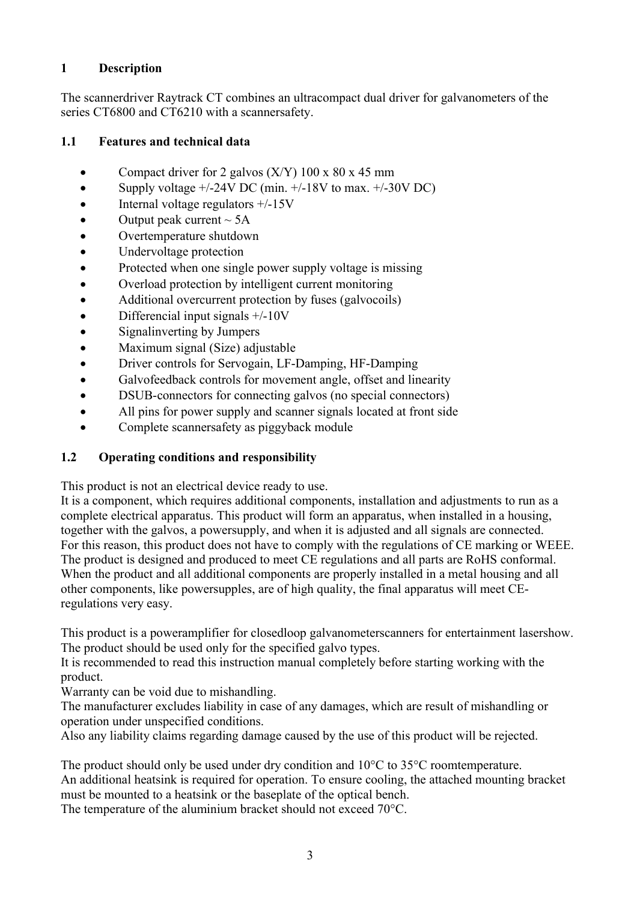# 1 Description

The scannerdriver Raytrack CT combines an ultracompact dual driver for galvanometers of the series CT6800 and CT6210 with a scannersafety.

## 1.1 Features and technical data

- Compact driver for 2 galvos (X/Y) 100 x 80 x 45 mm
- Supply voltage +/-24V DC (min. +/-18V to max. +/-30V DC)
- Internal voltage regulators +/-15V
- Output peak current ~ 5A
- Overtemperature shutdown
- Undervoltage protection
- Protected when one single power supply voltage is missing
- Overload protection by intelligent current monitoring
- Additional overcurrent protection by fuses (galvocoils)
- Differencial input signals +/-10V
- Signalinverting by Jumpers
- Maximum signal (Size) adjustable
- Driver controls for Servogain, LF-Damping, HF-Damping
- Galvofeedback controls for movement angle, offset and linearity
- DSUB-connectors for connecting galvos (no special connectors)
- All pins for power supply and scanner signals located at front side
- Complete scannersafety as piggyback module

## 1.2 Operating conditions and responsibility

This product is not an electrical device ready to use.
It is a component, which requires additional components, installation and adjustments to run as a complete electrical apparatus. This product will form an apparatus, when installed in a housing, together with the galvos, a powersupply, and when it is adjusted and all signals are connected.
For this reason, this product does not have to comply with the regulations of CE marking or WEEE.
The product is designed and produced to meet CE regulations and all parts are RoHS conformal.
When the product and all additional components are properly installed in a metal housing and all other components, like powersupples, are of high quality, the final apparatus will meet CE-regulations very easy.

This product is a poweramplifier for closedloop galvanometerscanners for entertainment lasershow.
The product should be used only for the specified galvo types.
It is recommended to read this instruction manual completely before starting working with the product.
Warranty can be void due to mishandling.
The manufacturer excludes liability in case of any damages, which are result of mishandling or operation under unspecified conditions.
Also any liability claims regarding damage caused by the use of this product will be rejected.

The product should only be used under dry condition and 10°C to 35°C roomtemperature.
An additional heatsink is required for operation. To ensure cooling, the attached mounting bracket must be mounted to a heatsink or the baseplate of the optical bench.
The temperature of the aluminium bracket should not exceed 70°C.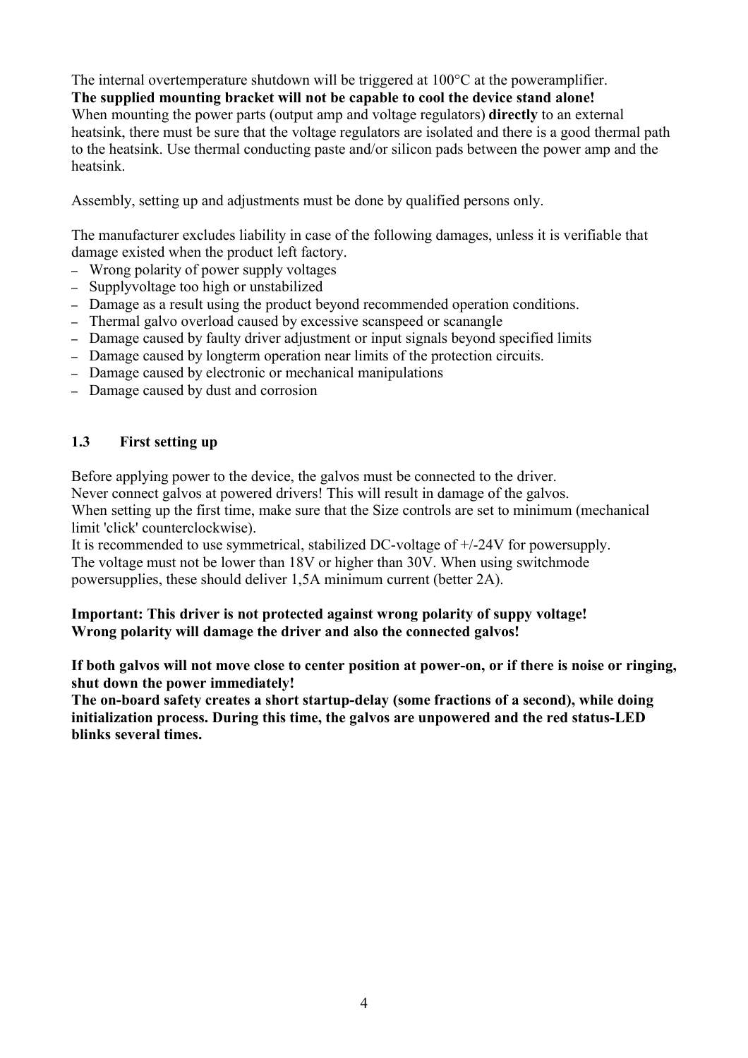The internal overtemperature shutdown will be triggered at 100°C at the poweramplifier.
**The supplied mounting bracket will not be capable to cool the device stand alone!**
When mounting the power parts (output amp and voltage regulators) **directly** to an external heatsink, there must be sure that the voltage regulators are isolated and there is a good thermal path to the heatsink. Use thermal conducting paste and/or silicon pads between the power amp and the heatsink.

Assembly, setting up and adjustments must be done by qualified persons only.

The manufacturer excludes liability in case of the following damages, unless it is verifiable that damage existed when the product left factory.

- Wrong polarity of power supply voltages
- Supplyvoltage too high or unstabilized
- Damage as a result using the product beyond recommended operation conditions.
- Thermal galvo overload caused by excessive scanspeed or scanangle
- Damage caused by faulty driver adjustment or input signals beyond specified limits
- Damage caused by longterm operation near limits of the protection circuits.
- Damage caused by electronic or mechanical manipulations
- Damage caused by dust and corrosion

### 1.3 First setting up

Before applying power to the device, the galvos must be connected to the driver.
Never connect galvos at powered drivers! This will result in damage of the galvos.
When setting up the first time, make sure that the Size controls are set to minimum (mechanical limit 'click' counterclockwise).
It is recommended to use symmetrical, stabilized DC-voltage of +/-24V for powersupply.
The voltage must not be lower than 18V or higher than 30V. When using switchmode powersupplies, these should deliver 1,5A minimum current (better 2A).

**Important: This driver is not protected against wrong polarity of suppy voltage!**
**Wrong polarity will damage the driver and also the connected galvos!**

**If both galvos will not move close to center position at power-on, or if there is noise or ringing, shut down the power immediately!**
**The on-board safety creates a short startup-delay (some fractions of a second), while doing initialization process. During this time, the galvos are unpowered and the red status-LED blinks several times.**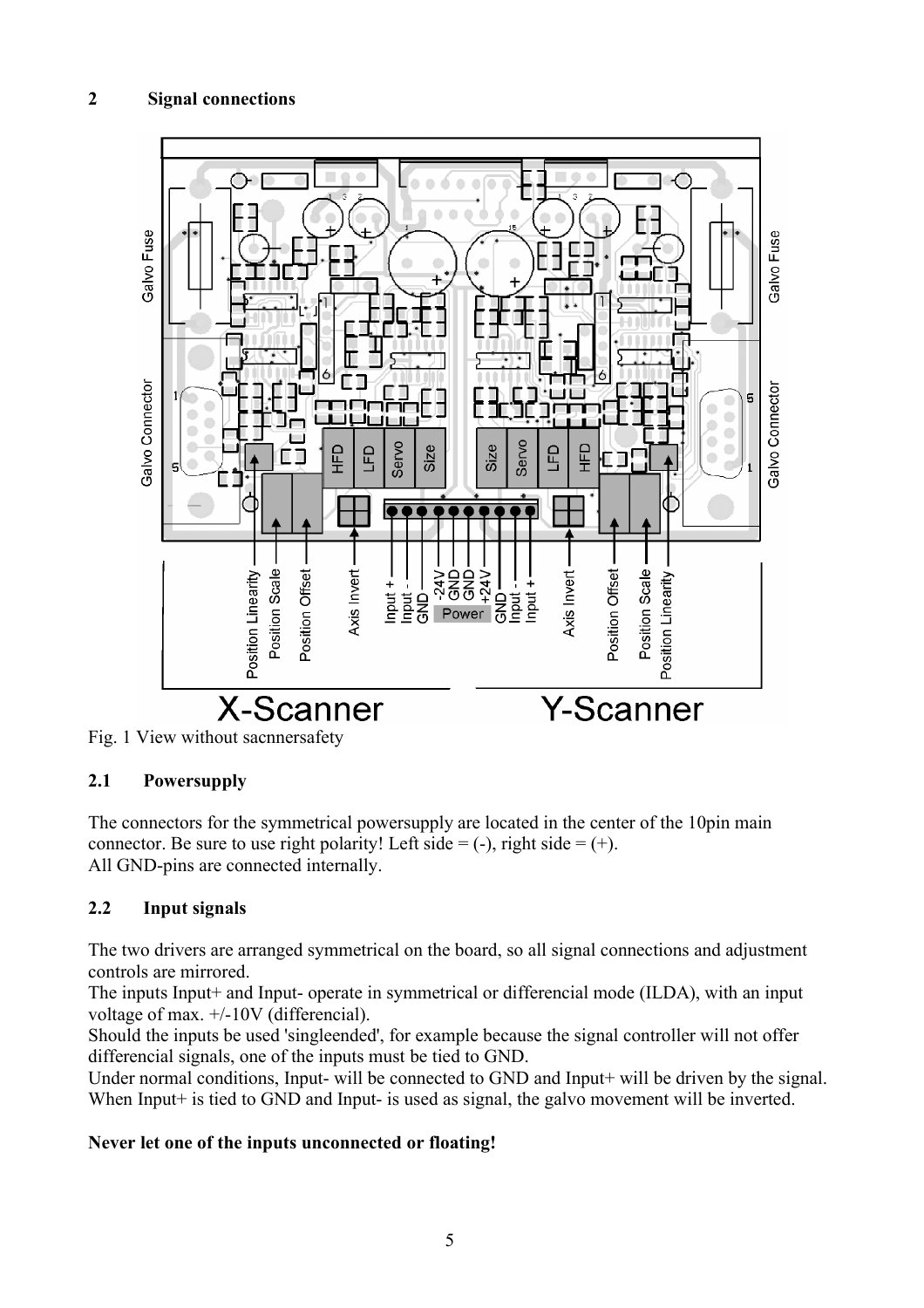## 2 Signal connections

Fig. 1 View without sacnnersafety

### 2.1 Powersupply

The connectors for the symmetrical powersupply are located in the center of the 10pin main connector. Be sure to use right polarity! Left side = (-), right side = (+).
All GND-pins are connected internally.

### 2.2 Input signals

The two drivers are arranged symmetrical on the board, so all signal connections and adjustment controls are mirrored.
The inputs Input+ and Input- operate in symmetrical or differencial mode (ILDA), with an input voltage of max. +/-10V (differencial).
Should the inputs be used 'singleended', for example because the signal controller will not offer differencial signals, one of the inputs must be tied to GND.
Under normal conditions, Input- will be connected to GND and Input+ will be driven by the signal.
When Input+ is tied to GND and Input- is used as signal, the galvo movement will be inverted.

**Never let one of the inputs unconnected or floating!**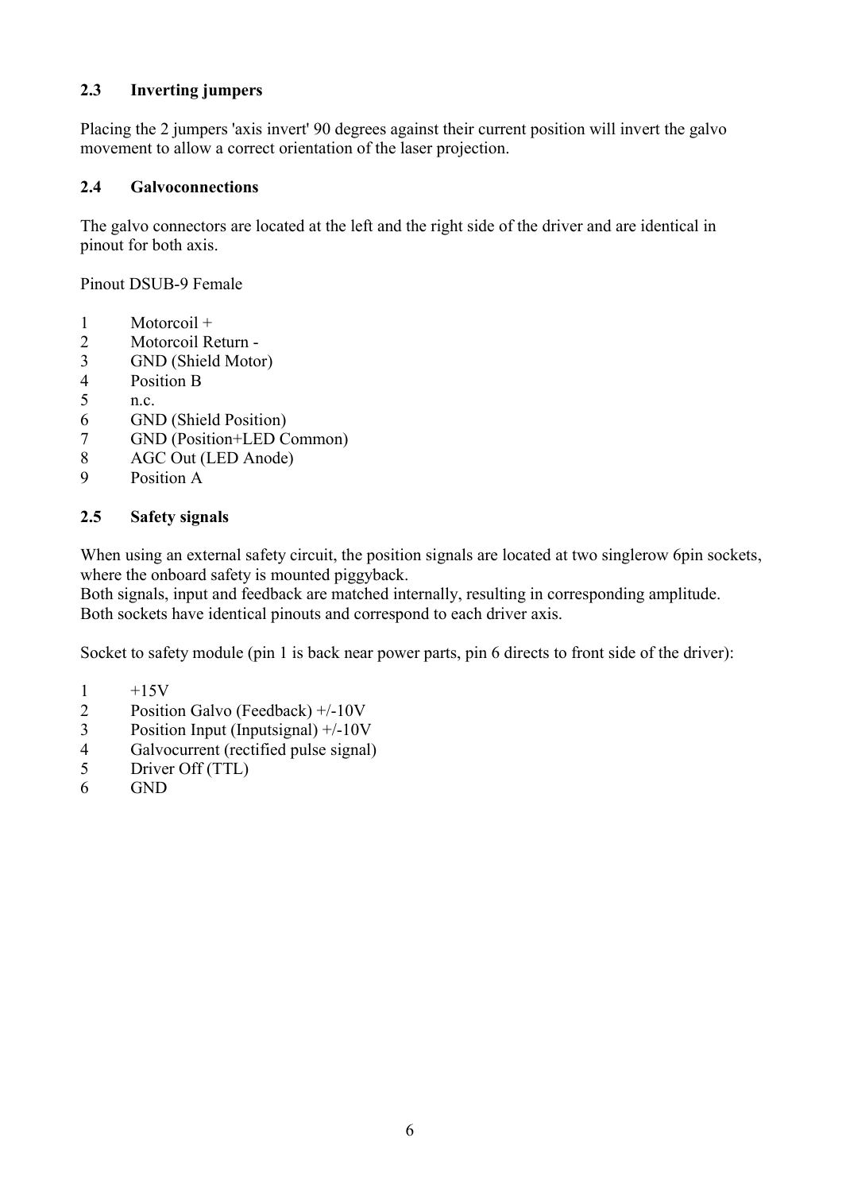### 2.3 Inverting jumpers

Placing the 2 jumpers 'axis invert' 90 degrees against their current position will invert the galvo movement to allow a correct orientation of the laser projection.

### 2.4 Galvoconnections

The galvo connectors are located at the left and the right side of the driver and are identical in pinout for both axis.

Pinout DSUB-9 Female

1 Motorcoil +
2 Motorcoil Return -
3 GND (Shield Motor)
4 Position B
5 n.c.
6 GND (Shield Position)
7 GND (Position+LED Common)
8 AGC Out (LED Anode)
9 Position A

### 2.5 Safety signals

When using an external safety circuit, the position signals are located at two singlerow 6pin sockets, where the onboard safety is mounted piggyback.
Both signals, input and feedback are matched internally, resulting in corresponding amplitude.
Both sockets have identical pinouts and correspond to each driver axis.

Socket to safety module (pin 1 is back near power parts, pin 6 directs to front side of the driver):

1 +15V
2 Position Galvo (Feedback) +/-10V
3 Position Input (Inputsignal) +/-10V
4 Galvocurrent (rectified pulse signal)
5 Driver Off (TTL)
6 GND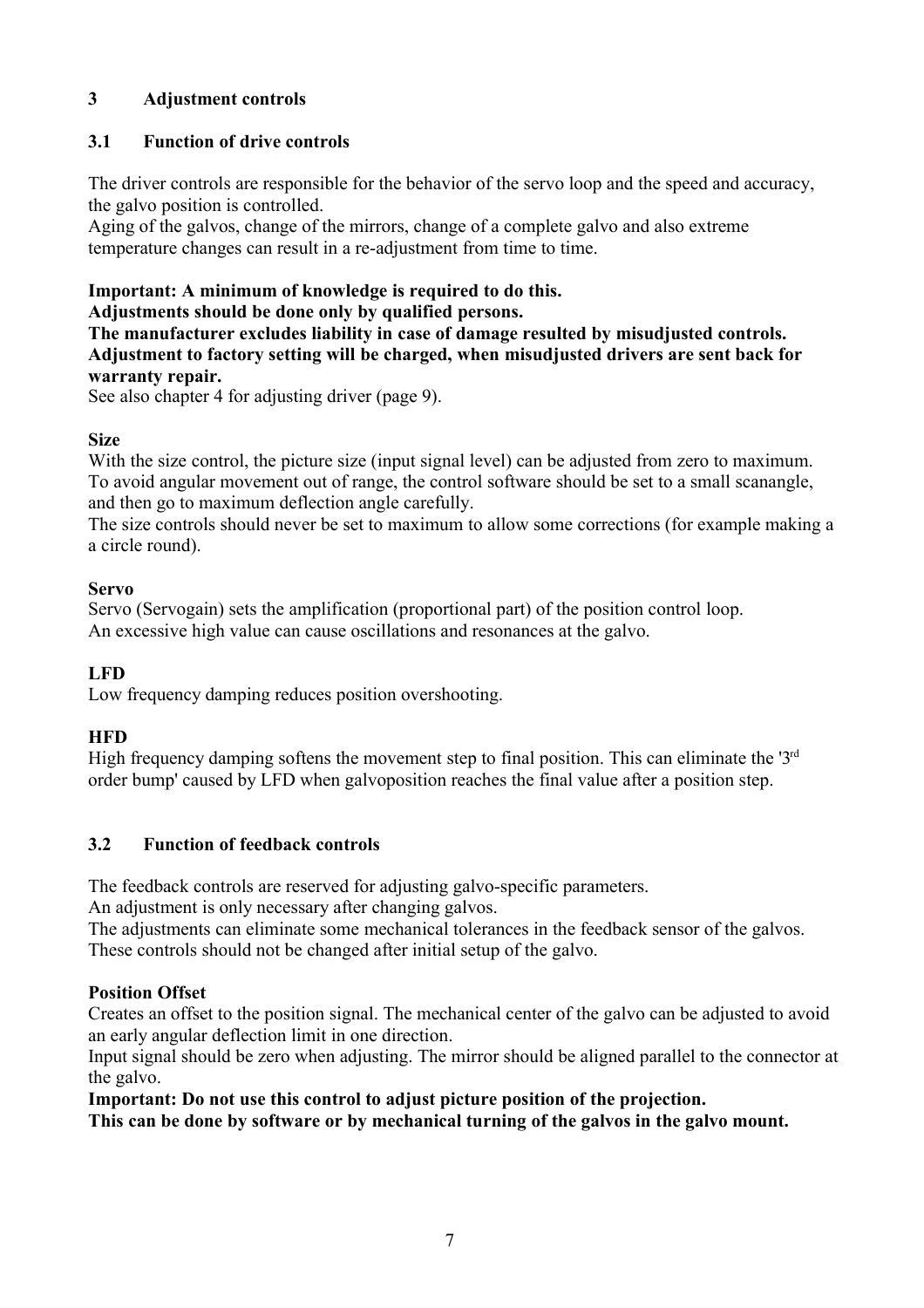# 3 Adjustment controls

## 3.1 Function of drive controls

The driver controls are responsible for the behavior of the servo loop and the speed and accuracy, the galvo position is controlled.
Aging of the galvos, change of the mirrors, change of a complete galvo and also extreme temperature changes can result in a re-adjustment from time to time.

**Important: A minimum of knowledge is required to do this.**
**Adjustments should be done only by qualified persons.**
**The manufacturer excludes liability in case of damage resulted by misudjusted controls.**
**Adjustment to factory setting will be charged, when misudjusted drivers are sent back for warranty repair.**
See also chapter 4 for adjusting driver (page 9).

**Size**
With the size control, the picture size (input signal level) can be adjusted from zero to maximum.
To avoid angular movement out of range, the control software should be set to a small scanangle, and then go to maximum deflection angle carefully.
The size controls should never be set to maximum to allow some corrections (for example making a a circle round).

**Servo**
Servo (Servogain) sets the amplification (proportional part) of the position control loop.
An excessive high value can cause oscillations and resonances at the galvo.

**LFD**
Low frequency damping reduces position overshooting.

**HFD**
High frequency damping softens the movement step to final position. This can eliminate the '3rd order bump' caused by LFD when galvoposition reaches the final value after a position step.

## 3.2 Function of feedback controls

The feedback controls are reserved for adjusting galvo-specific parameters.
An adjustment is only necessary after changing galvos.
The adjustments can eliminate some mechanical tolerances in the feedback sensor of the galvos.
These controls should not be changed after initial setup of the galvo.

**Position Offset**
Creates an offset to the position signal. The mechanical center of the galvo can be adjusted to avoid an early angular deflection limit in one direction.
Input signal should be zero when adjusting. The mirror should be aligned parallel to the connector at the galvo.
**Important: Do not use this control to adjust picture position of the projection.**
**This can be done by software or by mechanical turning of the galvos in the galvo mount.**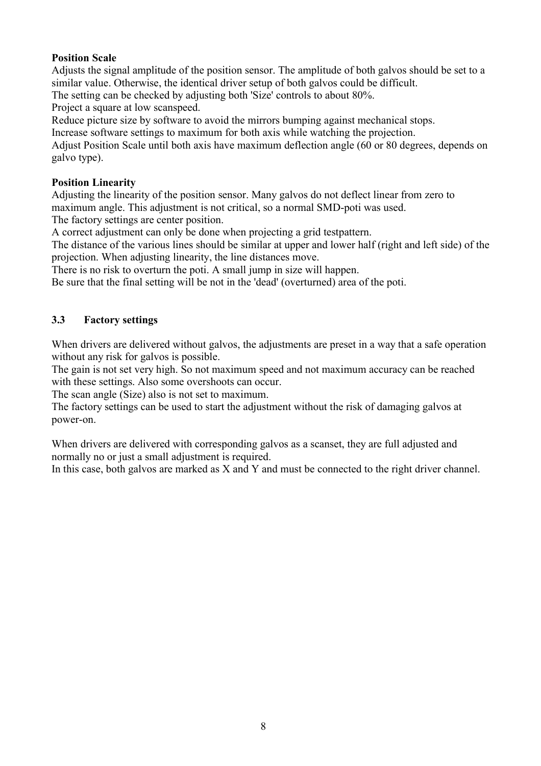**Position Scale**

Adjusts the signal amplitude of the position sensor. The amplitude of both galvos should be set to a similar value. Otherwise, the identical driver setup of both galvos could be difficult.
The setting can be checked by adjusting both 'Size' controls to about 80%.
Project a square at low scanspeed.
Reduce picture size by software to avoid the mirrors bumping against mechanical stops.
Increase software settings to maximum for both axis while watching the projection.
Adjust Position Scale until both axis have maximum deflection angle (60 or 80 degrees, depends on galvo type).

**Position Linearity**

Adjusting the linearity of the position sensor. Many galvos do not deflect linear from zero to maximum angle. This adjustment is not critical, so a normal SMD-poti was used.
The factory settings are center position.
A correct adjustment can only be done when projecting a grid testpattern.
The distance of the various lines should be similar at upper and lower half (right and left side) of the projection. When adjusting linearity, the line distances move.
There is no risk to overturn the poti. A small jump in size will happen.
Be sure that the final setting will be not in the 'dead' (overturned) area of the poti.

## 3.3 Factory settings

When drivers are delivered without galvos, the adjustments are preset in a way that a safe operation without any risk for galvos is possible.
The gain is not set very high. So not maximum speed and not maximum accuracy can be reached with these settings. Also some overshoots can occur.
The scan angle (Size) also is not set to maximum.
The factory settings can be used to start the adjustment without the risk of damaging galvos at power-on.

When drivers are delivered with corresponding galvos as a scanset, they are full adjusted and normally no or just a small adjustment is required.
In this case, both galvos are marked as X and Y and must be connected to the right driver channel.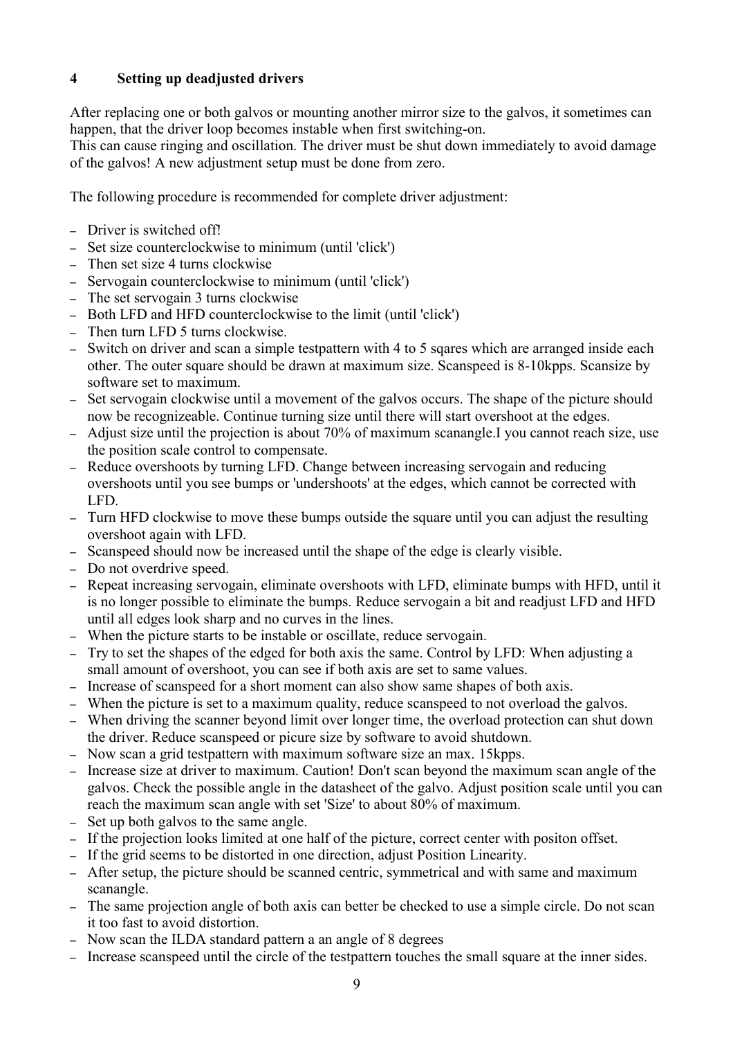## 4 Setting up deadjusted drivers

After replacing one or both galvos or mounting another mirror size to the galvos, it sometimes can happen, that the driver loop becomes instable when first switching-on.
This can cause ringing and oscillation. The driver must be shut down immediately to avoid damage of the galvos! A new adjustment setup must be done from zero.

The following procedure is recommended for complete driver adjustment:

- Driver is switched off!
- Set size counterclockwise to minimum (until 'click')
- Then set size 4 turns clockwise
- Servogain counterclockwise to minimum (until 'click')
- The set servogain 3 turns clockwise
- Both LFD and HFD counterclockwise to the limit (until 'click')
- Then turn LFD 5 turns clockwise.
- Switch on driver and scan a simple testpattern with 4 to 5 sqares which are arranged inside each other. The outer square should be drawn at maximum size. Scanspeed is 8-10kpps. Scansize by software set to maximum.
- Set servogain clockwise until a movement of the galvos occurs. The shape of the picture should now be recognizeable. Continue turning size until there will start overshoot at the edges.
- Adjust size until the projection is about 70% of maximum scanangle.I you cannot reach size, use the position scale control to compensate.
- Reduce overshoots by turning LFD. Change between increasing servogain and reducing overshoots until you see bumps or 'undershoots' at the edges, which cannot be corrected with LFD.
- Turn HFD clockwise to move these bumps outside the square until you can adjust the resulting overshoot again with LFD.
- Scanspeed should now be increased until the shape of the edge is clearly visible.
- Do not overdrive speed.
- Repeat increasing servogain, eliminate overshoots with LFD, eliminate bumps with HFD, until it is no longer possible to eliminate the bumps. Reduce servogain a bit and readjust LFD and HFD until all edges look sharp and no curves in the lines.
- When the picture starts to be instable or oscillate, reduce servogain.
- Try to set the shapes of the edged for both axis the same. Control by LFD: When adjusting a small amount of overshoot, you can see if both axis are set to same values.
- Increase of scanspeed for a short moment can also show same shapes of both axis.
- When the picture is set to a maximum quality, reduce scanspeed to not overload the galvos.
- When driving the scanner beyond limit over longer time, the overload protection can shut down the driver. Reduce scanspeed or picure size by software to avoid shutdown.
- Now scan a grid testpattern with maximum software size an max. 15kpps.
- Increase size at driver to maximum. Caution! Don't scan beyond the maximum scan angle of the galvos. Check the possible angle in the datasheet of the galvo. Adjust position scale until you can reach the maximum scan angle with set 'Size' to about 80% of maximum.
- Set up both galvos to the same angle.
- If the projection looks limited at one half of the picture, correct center with positon offset.
- If the grid seems to be distorted in one direction, adjust Position Linearity.
- After setup, the picture should be scanned centric, symmetrical and with same and maximum scanangle.
- The same projection angle of both axis can better be checked to use a simple circle. Do not scan it too fast to avoid distortion.
- Now scan the ILDA standard pattern a an angle of 8 degrees
- Increase scanspeed until the circle of the testpattern touches the small square at the inner sides.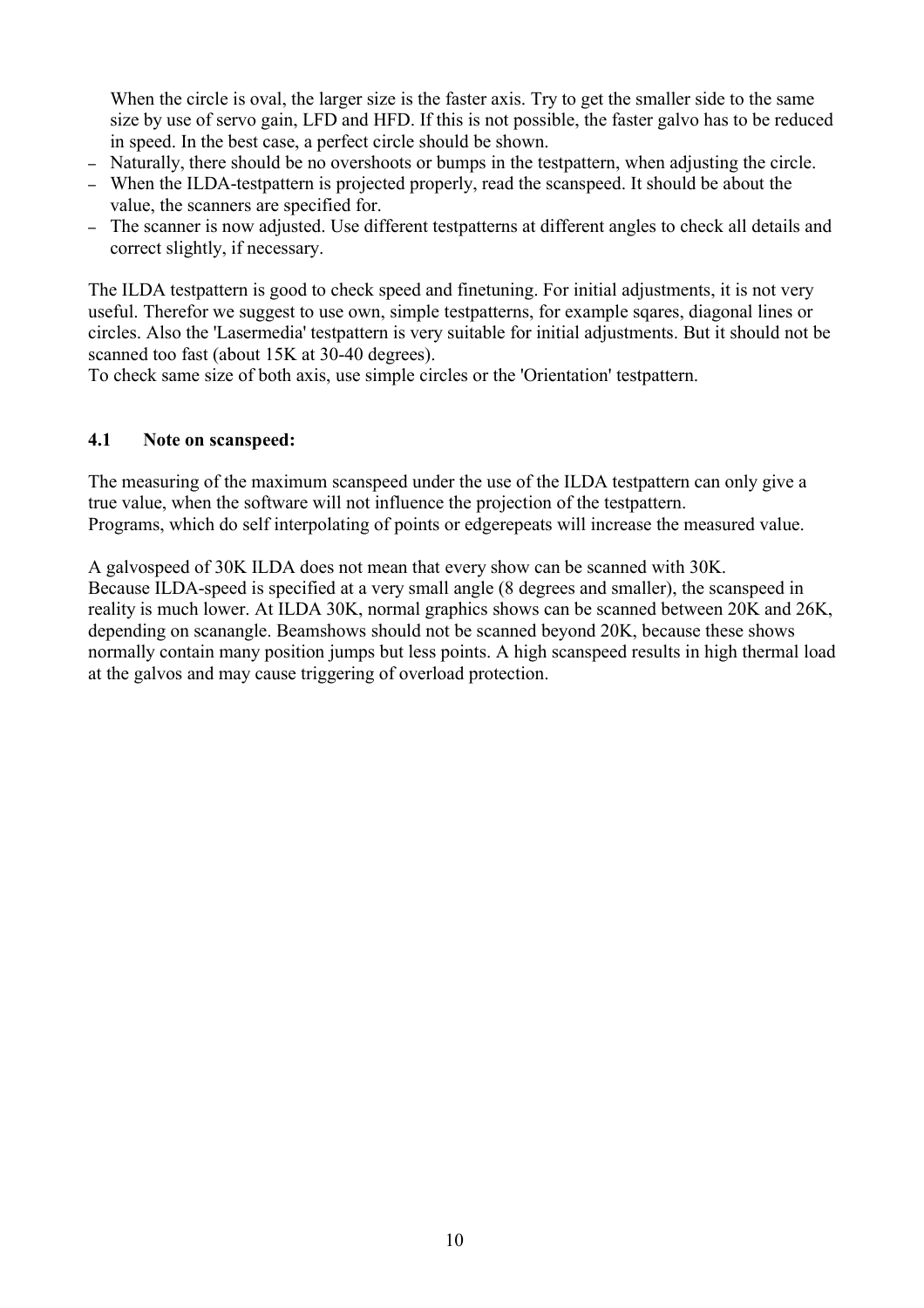When the circle is oval, the larger size is the faster axis. Try to get the smaller side to the same size by use of servo gain, LFD and HFD. If this is not possible, the faster galvo has to be reduced in speed. In the best case, a perfect circle should be shown.

- Naturally, there should be no overshoots or bumps in the testpattern, when adjusting the circle.
- When the ILDA-testpattern is projected properly, read the scanspeed. It should be about the value, the scanners are specified for.
- The scanner is now adjusted. Use different testpatterns at different angles to check all details and correct slightly, if necessary.

The ILDA testpattern is good to check speed and finetuning. For initial adjustments, it is not very useful. Therefor we suggest to use own, simple testpatterns, for example sqares, diagonal lines or circles. Also the 'Lasermedia' testpattern is very suitable for initial adjustments. But it should not be scanned too fast (about 15K at 30-40 degrees).
To check same size of both axis, use simple circles or the 'Orientation' testpattern.

### 4.1 Note on scanspeed:

The measuring of the maximum scanspeed under the use of the ILDA testpattern can only give a true value, when the software will not influence the projection of the testpattern.
Programs, which do self interpolating of points or edgerepeats will increase the measured value.

A galvospeed of 30K ILDA does not mean that every show can be scanned with 30K.
Because ILDA-speed is specified at a very small angle (8 degrees and smaller), the scanspeed in reality is much lower. At ILDA 30K, normal graphics shows can be scanned between 20K and 26K, depending on scanangle. Beamshows should not be scanned beyond 20K, because these shows normally contain many position jumps but less points. A high scanspeed results in high thermal load at the galvos and may cause triggering of overload protection.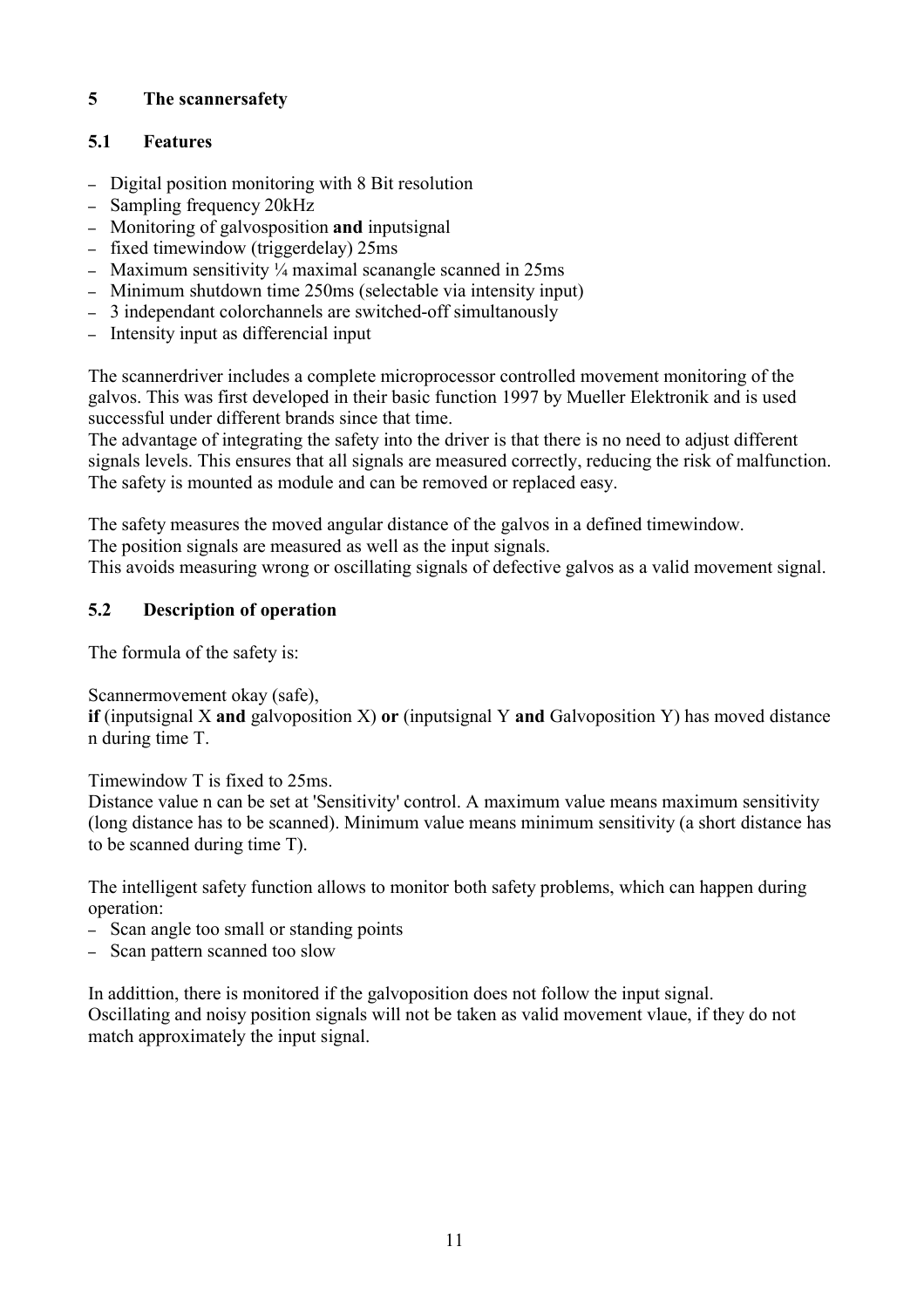# 5 The scannersafety

## 5.1 Features

- Digital position monitoring with 8 Bit resolution
- Sampling frequency 20kHz
- Monitoring of galvosposition **and** inputsignal
- fixed timewindow (triggerdelay) 25ms
- Maximum sensitivity ¼ maximal scanangle scanned in 25ms
- Minimum shutdown time 250ms (selectable via intensity input)
- 3 independant colorchannels are switched-off simultanously
- Intensity input as differencial input

The scannerdriver includes a complete microprocessor controlled movement monitoring of the galvos. This was first developed in their basic function 1997 by Mueller Elektronik and is used successful under different brands since that time.
The advantage of integrating the safety into the driver is that there is no need to adjust different signals levels. This ensures that all signals are measured correctly, reducing the risk of malfunction. The safety is mounted as module and can be removed or replaced easy.

The safety measures the moved angular distance of the galvos in a defined timewindow.
The position signals are measured as well as the input signals.
This avoids measuring wrong or oscillating signals of defective galvos as a valid movement signal.

## 5.2 Description of operation

The formula of the safety is:

Scannermovement okay (safe),
**if** (inputsignal X **and** galvoposition X) **or** (inputsignal Y **and** Galvoposition Y) has moved distance n during time T.

Timewindow T is fixed to 25ms.
Distance value n can be set at 'Sensitivity' control. A maximum value means maximum sensitivity (long distance has to be scanned). Minimum value means minimum sensitivity (a short distance has to be scanned during time T).

The intelligent safety function allows to monitor both safety problems, which can happen during operation:
- Scan angle too small or standing points
- Scan pattern scanned too slow

In addittion, there is monitored if the galvoposition does not follow the input signal.
Oscillating and noisy position signals will not be taken as valid movement vlaue, if they do not match approximately the input signal.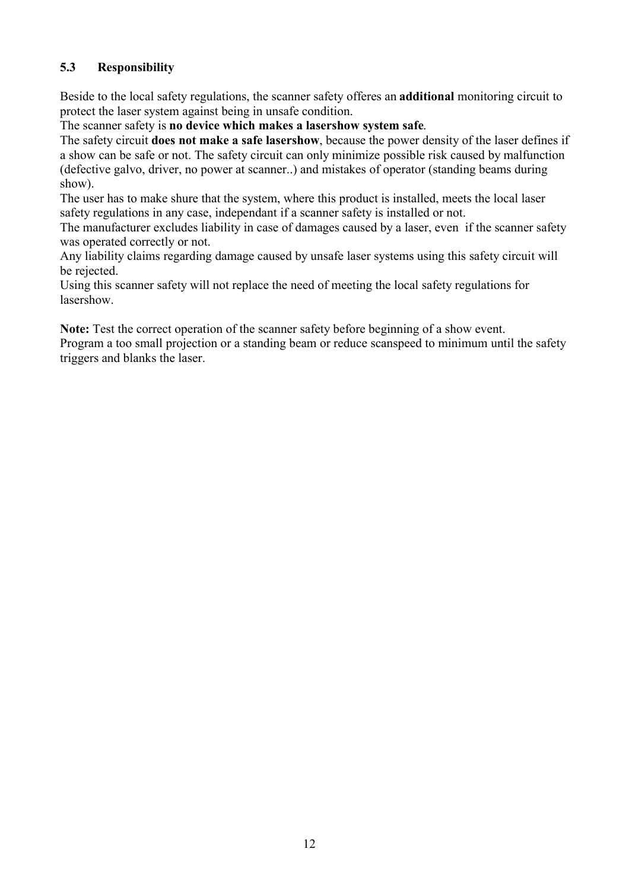### 5.3 Responsibility

Beside to the local safety regulations, the scanner safety offeres an **additional** monitoring circuit to protect the laser system against being in unsafe condition.
The scanner safety is **no device which makes a lasershow system safe**.
The safety circuit **does not make a safe lasershow**, because the power density of the laser defines if a show can be safe or not. The safety circuit can only minimize possible risk caused by malfunction (defective galvo, driver, no power at scanner..) and mistakes of operator (standing beams during show).
The user has to make shure that the system, where this product is installed, meets the local laser safety regulations in any case, independant if a scanner safety is installed or not.
The manufacturer excludes liability in case of damages caused by a laser, even if the scanner safety was operated correctly or not.
Any liability claims regarding damage caused by unsafe laser systems using this safety circuit will be rejected.
Using this scanner safety will not replace the need of meeting the local safety regulations for lasershow.

**Note:** Test the correct operation of the scanner safety before beginning of a show event.
Program a too small projection or a standing beam or reduce scanspeed to minimum until the safety triggers and blanks the laser.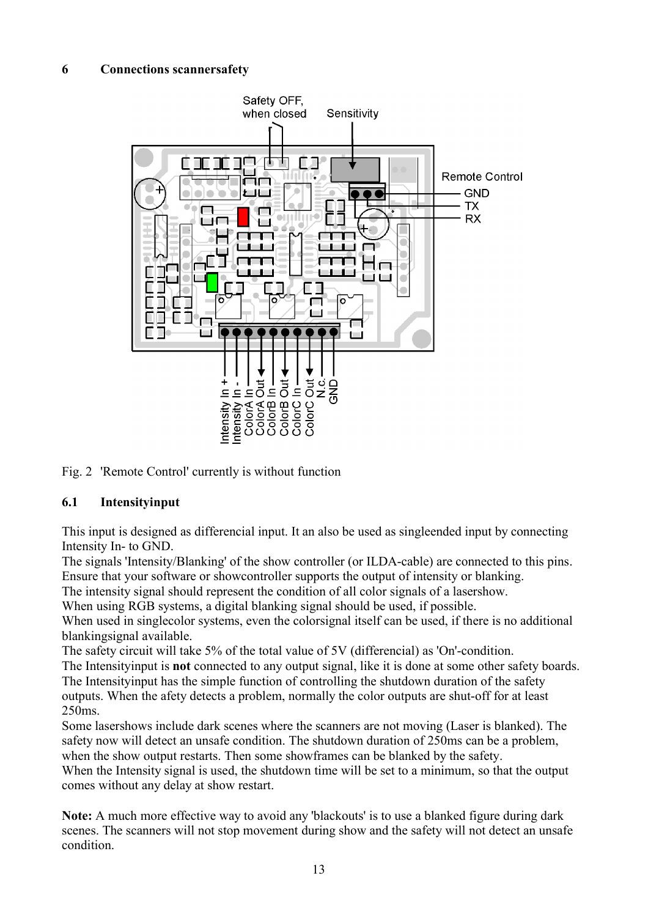## 6 Connections scannersafety

Fig. 2 'Remote Control' currently is without function

### 6.1 Intensityinput

This input is designed as differencial input. It an also be used as singleended input by connecting Intensity In- to GND.
The signals 'Intensity/Blanking' of the show controller (or ILDA-cable) are connected to this pins. Ensure that your software or showcontroller supports the output of intensity or blanking.
The intensity signal should represent the condition of all color signals of a lasershow.
When using RGB systems, a digital blanking signal should be used, if possible.
When used in singlecolor systems, even the colorsignal itself can be used, if there is no additional blankingsignal available.
The safety circuit will take 5% of the total value of 5V (differencial) as 'On'-condition.
The Intensityinput is **not** connected to any output signal, like it is done at some other safety boards.
The Intensityinput has the simple function of controlling the shutdown duration of the safety outputs. When the afety detects a problem, normally the color outputs are shut-off for at least 250ms.
Some lasershows include dark scenes where the scanners are not moving (Laser is blanked). The safety now will detect an unsafe condition. The shutdown duration of 250ms can be a problem, when the show output restarts. Then some showframes can be blanked by the safety.
When the Intensity signal is used, the shutdown time will be set to a minimum, so that the output comes without any delay at show restart.

**Note:** A much more effective way to avoid any 'blackouts' is to use a blanked figure during dark scenes. The scanners will not stop movement during show and the safety will not detect an unsafe condition.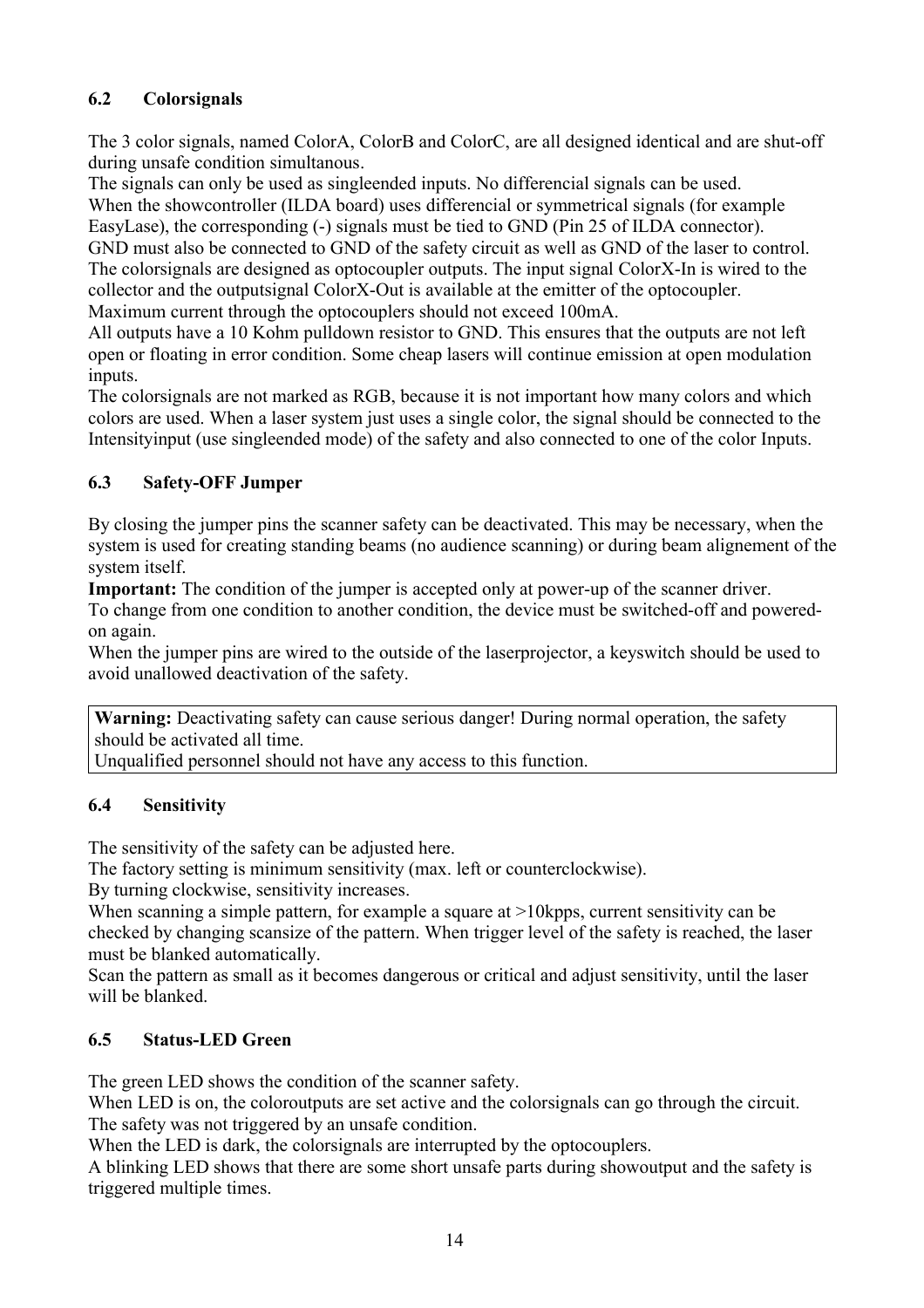## 6.2 Colorsignals

The 3 color signals, named ColorA, ColorB and ColorC, are all designed identical and are shut-off during unsafe condition simultanous.
The signals can only be used as singleended inputs. No differencial signals can be used.
When the showcontroller (ILDA board) uses differencial or symmetrical signals (for example EasyLase), the corresponding (-) signals must be tied to GND (Pin 25 of ILDA connector).
GND must also be connected to GND of the safety circuit as well as GND of the laser to control.
The colorsignals are designed as optocoupler outputs. The input signal ColorX-In is wired to the collector and the outputsignal ColorX-Out is available at the emitter of the optocoupler.
Maximum current through the optocouplers should not exceed 100mA.
All outputs have a 10 Kohm pulldown resistor to GND. This ensures that the outputs are not left open or floating in error condition. Some cheap lasers will continue emission at open modulation inputs.
The colorsignals are not marked as RGB, because it is not important how many colors and which colors are used. When a laser system just uses a single color, the signal should be connected to the Intensityinput (use singleended mode) of the safety and also connected to one of the color Inputs.

## 6.3 Safety-OFF Jumper

By closing the jumper pins the scanner safety can be deactivated. This may be necessary, when the system is used for creating standing beams (no audience scanning) or during beam alignement of the system itself.
**Important:** The condition of the jumper is accepted only at power-up of the scanner driver.
To change from one condition to another condition, the device must be switched-off and powered-on again.
When the jumper pins are wired to the outside of the laserprojector, a keyswitch should be used to avoid unallowed deactivation of the safety.

> **Warning:** Deactivating safety can cause serious danger! During normal operation, the safety should be activated all time.
> Unqualified personnel should not have any access to this function.

## 6.4 Sensitivity

The sensitivity of the safety can be adjusted here.
The factory setting is minimum sensitivity (max. left or counterclockwise).
By turning clockwise, sensitivity increases.
When scanning a simple pattern, for example a square at >10kpps, current sensitivity can be checked by changing scansize of the pattern. When trigger level of the safety is reached, the laser must be blanked automatically.
Scan the pattern as small as it becomes dangerous or critical and adjust sensitivity, until the laser will be blanked.

## 6.5 Status-LED Green

The green LED shows the condition of the scanner safety.
When LED is on, the coloroutputs are set active and the colorsignals can go through the circuit. The safety was not triggered by an unsafe condition.
When the LED is dark, the colorsignals are interrupted by the optocouplers.
A blinking LED shows that there are some short unsafe parts during showoutput and the safety is triggered multiple times.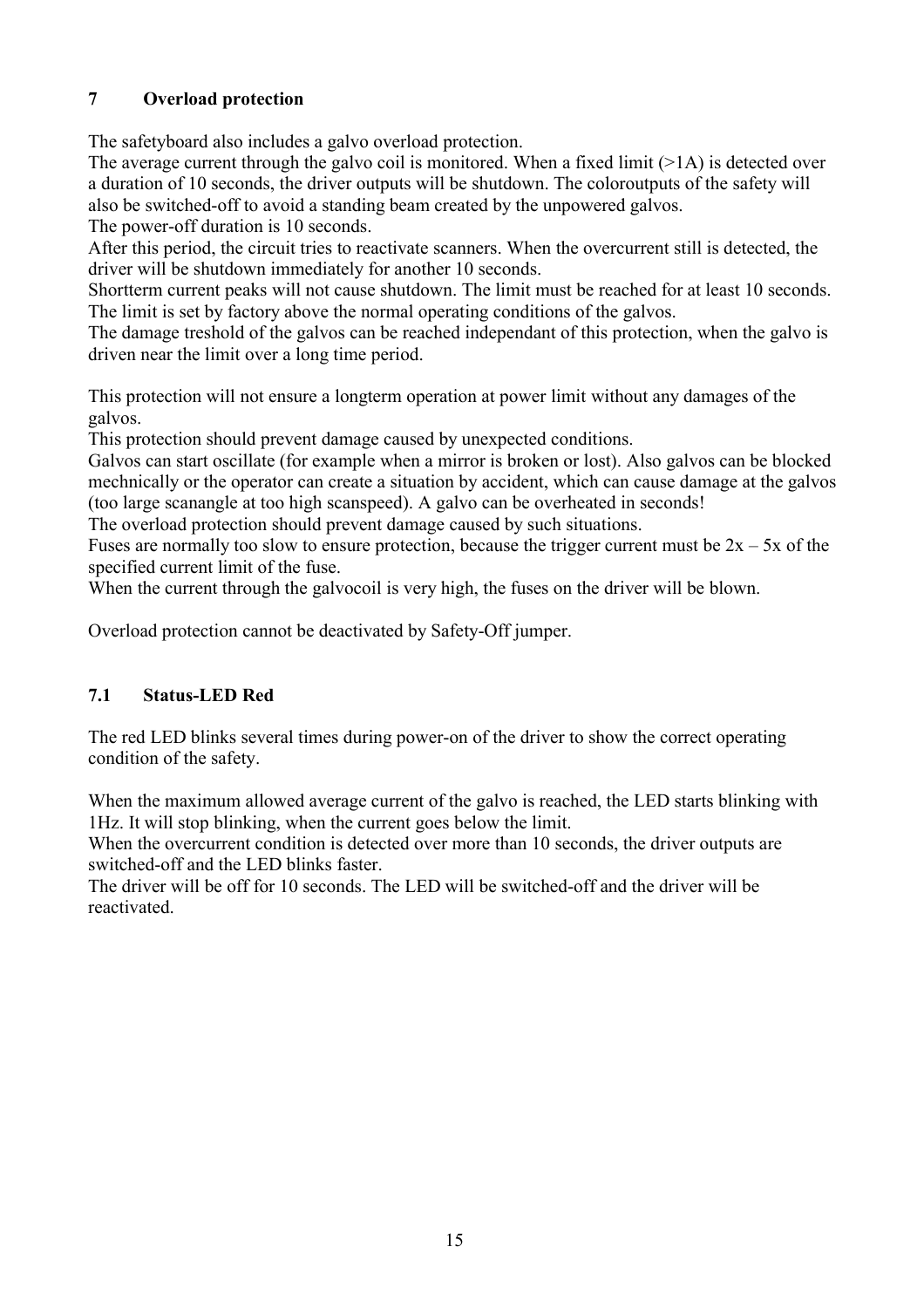## 7 Overload protection

The safetyboard also includes a galvo overload protection.
The average current through the galvo coil is monitored. When a fixed limit (>1A) is detected over a duration of 10 seconds, the driver outputs will be shutdown. The coloroutputs of the safety will also be switched-off to avoid a standing beam created by the unpowered galvos.
The power-off duration is 10 seconds.
After this period, the circuit tries to reactivate scanners. When the overcurrent still is detected, the driver will be shutdown immediately for another 10 seconds.
Shortterm current peaks will not cause shutdown. The limit must be reached for at least 10 seconds.
The limit is set by factory above the normal operating conditions of the galvos.
The damage treshold of the galvos can be reached independant of this protection, when the galvo is driven near the limit over a long time period.

This protection will not ensure a longterm operation at power limit without any damages of the galvos.
This protection should prevent damage caused by unexpected conditions.
Galvos can start oscillate (for example when a mirror is broken or lost). Also galvos can be blocked mechnically or the operator can create a situation by accident, which can cause damage at the galvos (too large scanangle at too high scanspeed). A galvo can be overheated in seconds!
The overload protection should prevent damage caused by such situations.
Fuses are normally too slow to ensure protection, because the trigger current must be 2x – 5x of the specified current limit of the fuse.
When the current through the galvocoil is very high, the fuses on the driver will be blown.

Overload protection cannot be deactivated by Safety-Off jumper.

### 7.1 Status-LED Red

The red LED blinks several times during power-on of the driver to show the correct operating condition of the safety.

When the maximum allowed average current of the galvo is reached, the LED starts blinking with 1Hz. It will stop blinking, when the current goes below the limit.
When the overcurrent condition is detected over more than 10 seconds, the driver outputs are switched-off and the LED blinks faster.
The driver will be off for 10 seconds. The LED will be switched-off and the driver will be reactivated.